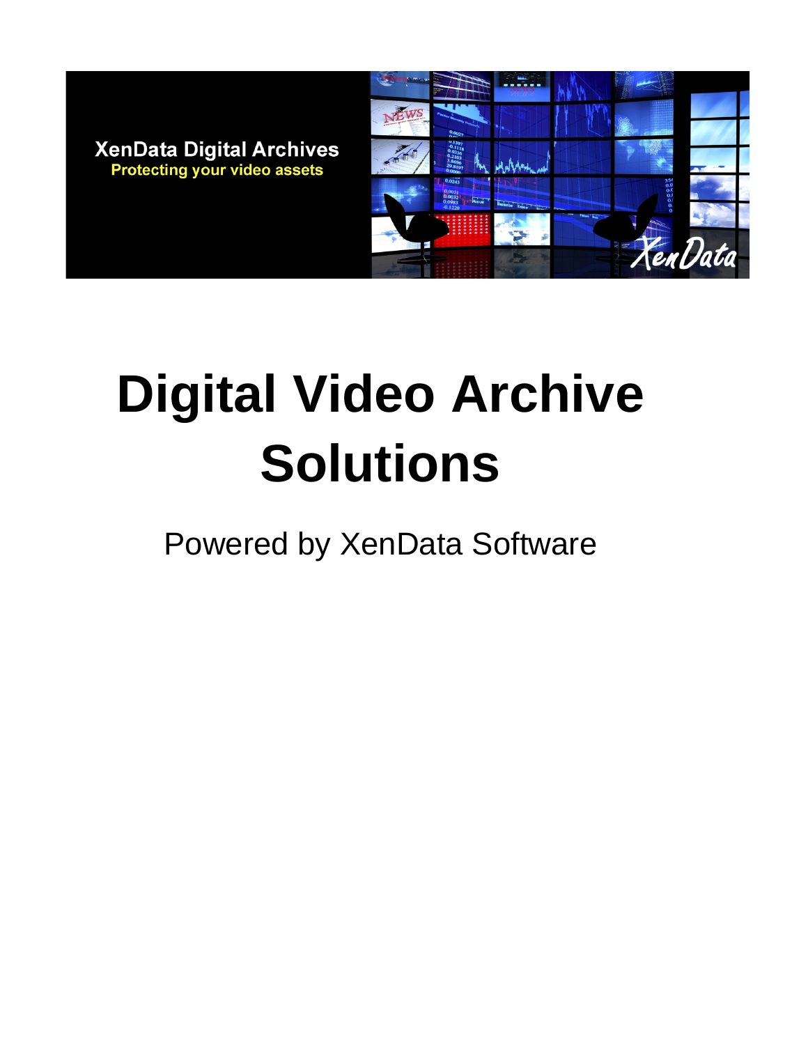XenData Digital Archives
Protecting your video assets

# Digital Video Archive Solutions

Powered by XenData Software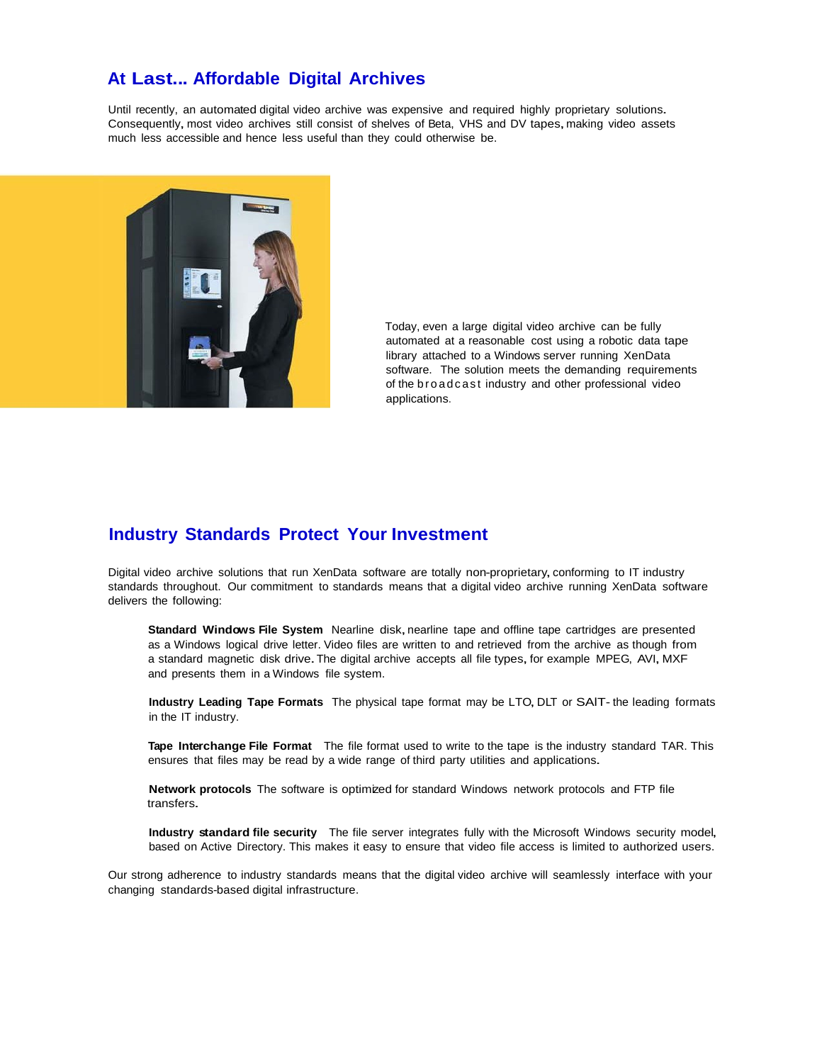## At Last... Affordable Digital Archives

Until recently, an automated digital video archive was expensive and required highly proprietary solutions. Consequently, most video archives still consist of shelves of Beta, VHS and DV tapes, making video assets much less accessible and hence less useful than they could otherwise be.

Today, even a large digital video archive can be fully automated at a reasonable cost using a robotic data tape library attached to a Windows server running XenData software. The solution meets the demanding requirements of the broadcast industry and other professional video applications.

## Industry Standards Protect Your Investment

Digital video archive solutions that run XenData software are totally non-proprietary, conforming to IT industry standards throughout. Our commitment to standards means that a digital video archive running XenData software delivers the following:

**Standard Windows File System** Nearline disk, nearline tape and offline tape cartridges are presented as a Windows logical drive letter. Video files are written to and retrieved from the archive as though from a standard magnetic disk drive. The digital archive accepts all file types, for example MPEG, AVI, MXF and presents them in a Windows file system.

**Industry Leading Tape Formats** The physical tape format may be LTO, DLT or SAIT- the leading formats in the IT industry.

**Tape Interchange File Format** The file format used to write to the tape is the industry standard TAR. This ensures that files may be read by a wide range of third party utilities and applications.

**Network protocols** The software is optimized for standard Windows network protocols and FTP file transfers.

**Industry standard file security** The file server integrates fully with the Microsoft Windows security model, based on Active Directory. This makes it easy to ensure that video file access is limited to authorized users.

Our strong adherence to industry standards means that the digital video archive will seamlessly interface with your changing standards-based digital infrastructure.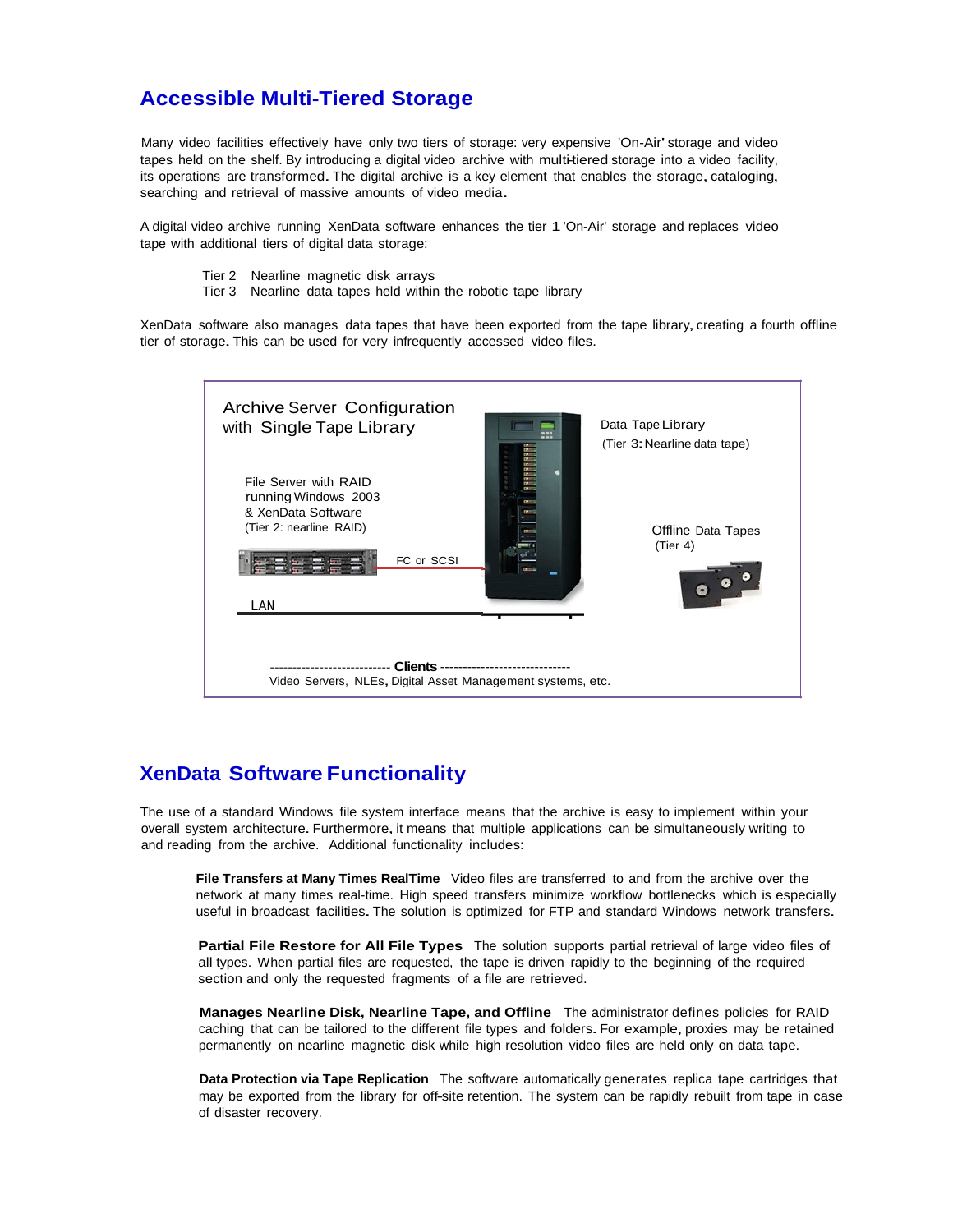## Accessible Multi-Tiered Storage

Many video facilities effectively have only two tiers of storage: very expensive 'On-Air' storage and video tapes held on the shelf. By introducing a digital video archive with multi-tiered storage into a video facility, its operations are transformed. The digital archive is a key element that enables the storage, cataloging, searching and retrieval of massive amounts of video media.

A digital video archive running XenData software enhances the tier 1 'On-Air' storage and replaces video tape with additional tiers of digital data storage:

- Tier 2 Nearline magnetic disk arrays
- Tier 3 Nearline data tapes held within the robotic tape library

XenData software also manages data tapes that have been exported from the tape library, creating a fourth offline tier of storage. This can be used for very infrequently accessed video files.

Archive Server Configuration with Single Tape Library

File Server with RAID running Windows 2003 & XenData Software (Tier 2: nearline RAID)

FC or SCSI

Data Tape Library (Tier 3: Nearline data tape)

Offline Data Tapes (Tier 4)

LAN

---------------------------- **Clients** ------------------------------

Video Servers, NLEs, Digital Asset Management systems, etc.

## XenData Software Functionality

The use of a standard Windows file system interface means that the archive is easy to implement within your overall system architecture. Furthermore, it means that multiple applications can be simultaneously writing to and reading from the archive. Additional functionality includes:

**File Transfers at Many Times RealTime** Video files are transferred to and from the archive over the network at many times real-time. High speed transfers minimize workflow bottlenecks which is especially useful in broadcast facilities. The solution is optimized for FTP and standard Windows network transfers.

**Partial File Restore for All File Types** The solution supports partial retrieval of large video files of all types. When partial files are requested, the tape is driven rapidly to the beginning of the required section and only the requested fragments of a file are retrieved.

**Manages Nearline Disk, Nearline Tape, and Offline** The administrator defines policies for RAID caching that can be tailored to the different file types and folders. For example, proxies may be retained permanently on nearline magnetic disk while high resolution video files are held only on data tape.

**Data Protection via Tape Replication** The software automatically generates replica tape cartridges that may be exported from the library for off-site retention. The system can be rapidly rebuilt from tape in case of disaster recovery.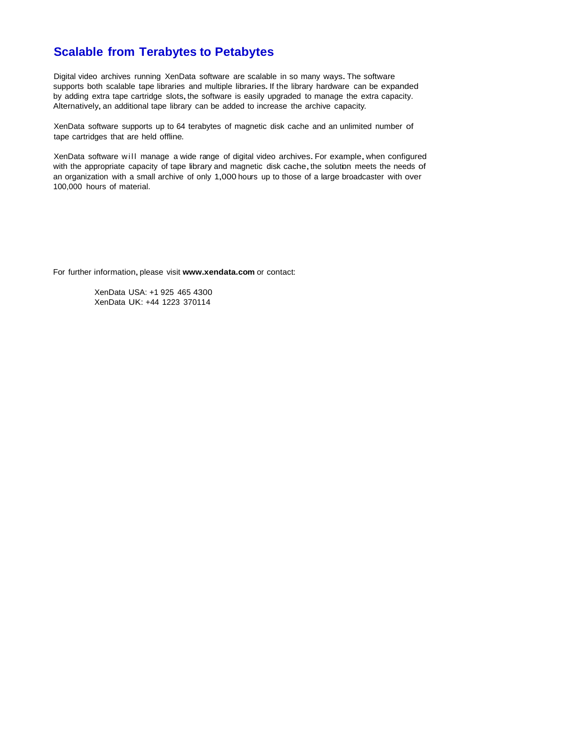## Scalable from Terabytes to Petabytes

Digital video archives running XenData software are scalable in so many ways. The software supports both scalable tape libraries and multiple libraries. If the library hardware can be expanded by adding extra tape cartridge slots, the software is easily upgraded to manage the extra capacity. Alternatively, an additional tape library can be added to increase the archive capacity.

XenData software supports up to 64 terabytes of magnetic disk cache and an unlimited number of tape cartridges that are held offline.

XenData software will manage a wide range of digital video archives. For example, when configured with the appropriate capacity of tape library and magnetic disk cache, the solution meets the needs of an organization with a small archive of only 1,000 hours up to those of a large broadcaster with over 100,000 hours of material.

For further information, please visit **www.xendata.com** or contact:

XenData USA: +1 925 465 4300
XenData UK: +44 1223 370114